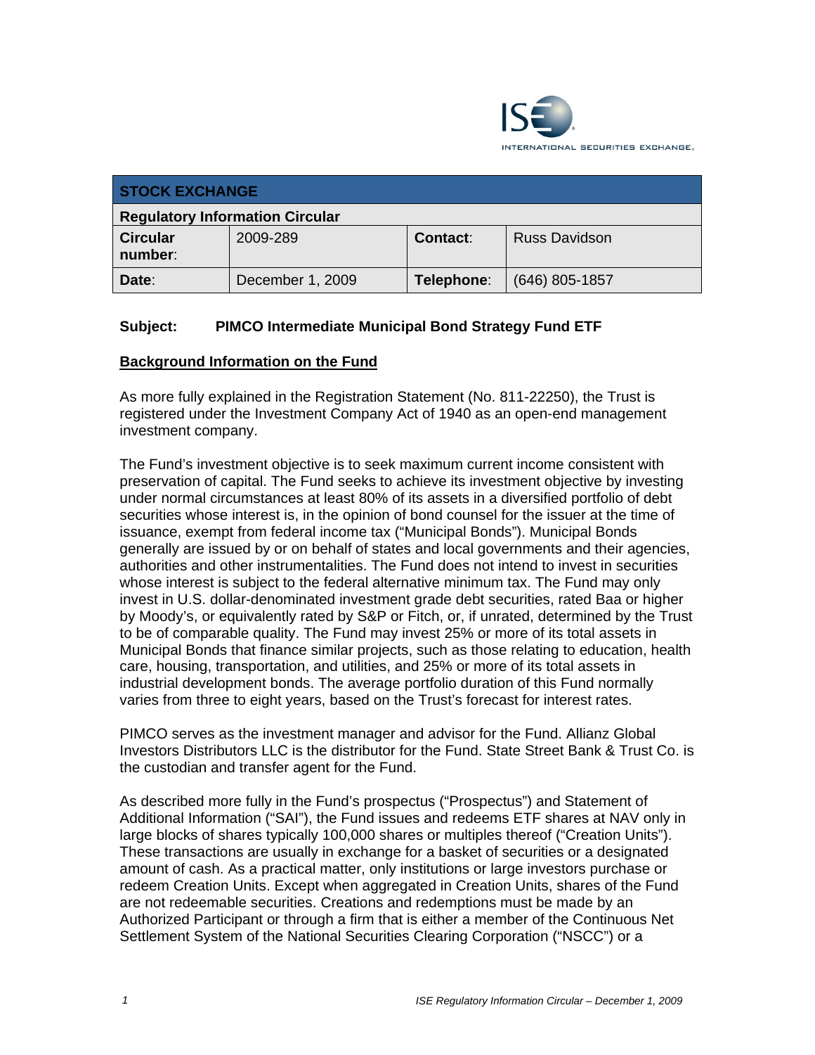| STOCK EXCHANGE | | | |
|---|---|---|---|
| **Regulatory Information Circular** | | | |
| **Circular number:** | 2009-289 | **Contact:** | Russ Davidson |
| **Date:** | December 1, 2009 | **Telephone:** | (646) 805-1857 |

**Subject: PIMCO Intermediate Municipal Bond Strategy Fund ETF**

## Background Information on the Fund

As more fully explained in the Registration Statement (No. 811-22250), the Trust is registered under the Investment Company Act of 1940 as an open-end management investment company.

The Fund's investment objective is to seek maximum current income consistent with preservation of capital. The Fund seeks to achieve its investment objective by investing under normal circumstances at least 80% of its assets in a diversified portfolio of debt securities whose interest is, in the opinion of bond counsel for the issuer at the time of issuance, exempt from federal income tax ("Municipal Bonds"). Municipal Bonds generally are issued by or on behalf of states and local governments and their agencies, authorities and other instrumentalities. The Fund does not intend to invest in securities whose interest is subject to the federal alternative minimum tax. The Fund may only invest in U.S. dollar-denominated investment grade debt securities, rated Baa or higher by Moody's, or equivalently rated by S&P or Fitch, or, if unrated, determined by the Trust to be of comparable quality. The Fund may invest 25% or more of its total assets in Municipal Bonds that finance similar projects, such as those relating to education, health care, housing, transportation, and utilities, and 25% or more of its total assets in industrial development bonds. The average portfolio duration of this Fund normally varies from three to eight years, based on the Trust's forecast for interest rates.

PIMCO serves as the investment manager and advisor for the Fund. Allianz Global Investors Distributors LLC is the distributor for the Fund. State Street Bank & Trust Co. is the custodian and transfer agent for the Fund.

As described more fully in the Fund's prospectus ("Prospectus") and Statement of Additional Information ("SAI"), the Fund issues and redeems ETF shares at NAV only in large blocks of shares typically 100,000 shares or multiples thereof ("Creation Units"). These transactions are usually in exchange for a basket of securities or a designated amount of cash. As a practical matter, only institutions or large investors purchase or redeem Creation Units. Except when aggregated in Creation Units, shares of the Fund are not redeemable securities. Creations and redemptions must be made by an Authorized Participant or through a firm that is either a member of the Continuous Net Settlement System of the National Securities Clearing Corporation ("NSCC") or a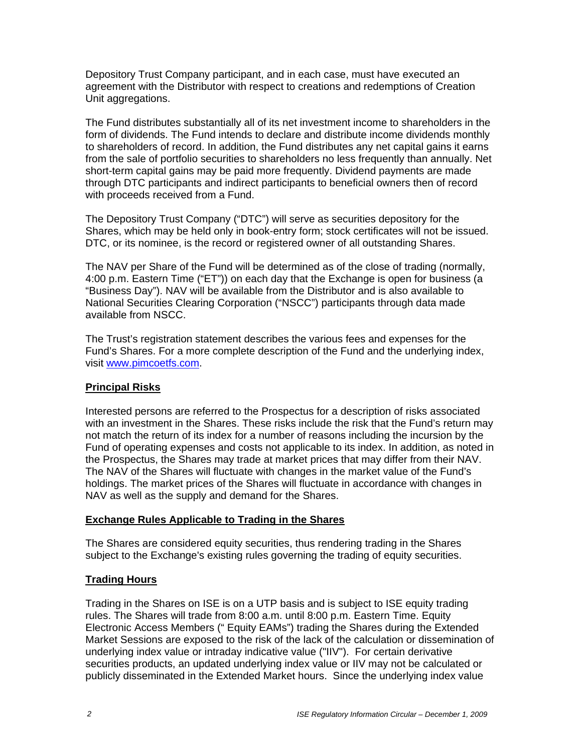Depository Trust Company participant, and in each case, must have executed an agreement with the Distributor with respect to creations and redemptions of Creation Unit aggregations.

The Fund distributes substantially all of its net investment income to shareholders in the form of dividends. The Fund intends to declare and distribute income dividends monthly to shareholders of record. In addition, the Fund distributes any net capital gains it earns from the sale of portfolio securities to shareholders no less frequently than annually. Net short-term capital gains may be paid more frequently. Dividend payments are made through DTC participants and indirect participants to beneficial owners then of record with proceeds received from a Fund.

The Depository Trust Company ("DTC") will serve as securities depository for the Shares, which may be held only in book-entry form; stock certificates will not be issued. DTC, or its nominee, is the record or registered owner of all outstanding Shares.

The NAV per Share of the Fund will be determined as of the close of trading (normally, 4:00 p.m. Eastern Time ("ET")) on each day that the Exchange is open for business (a "Business Day"). NAV will be available from the Distributor and is also available to National Securities Clearing Corporation ("NSCC") participants through data made available from NSCC.

The Trust's registration statement describes the various fees and expenses for the Fund's Shares. For a more complete description of the Fund and the underlying index, visit www.pimcoetfs.com.

## Principal Risks

Interested persons are referred to the Prospectus for a description of risks associated with an investment in the Shares. These risks include the risk that the Fund's return may not match the return of its index for a number of reasons including the incursion by the Fund of operating expenses and costs not applicable to its index. In addition, as noted in the Prospectus, the Shares may trade at market prices that may differ from their NAV. The NAV of the Shares will fluctuate with changes in the market value of the Fund's holdings. The market prices of the Shares will fluctuate in accordance with changes in NAV as well as the supply and demand for the Shares.

## Exchange Rules Applicable to Trading in the Shares

The Shares are considered equity securities, thus rendering trading in the Shares subject to the Exchange's existing rules governing the trading of equity securities.

## Trading Hours

Trading in the Shares on ISE is on a UTP basis and is subject to ISE equity trading rules. The Shares will trade from 8:00 a.m. until 8:00 p.m. Eastern Time. Equity Electronic Access Members (" Equity EAMs") trading the Shares during the Extended Market Sessions are exposed to the risk of the lack of the calculation or dissemination of underlying index value or intraday indicative value ("IIV"). For certain derivative securities products, an updated underlying index value or IIV may not be calculated or publicly disseminated in the Extended Market hours. Since the underlying index value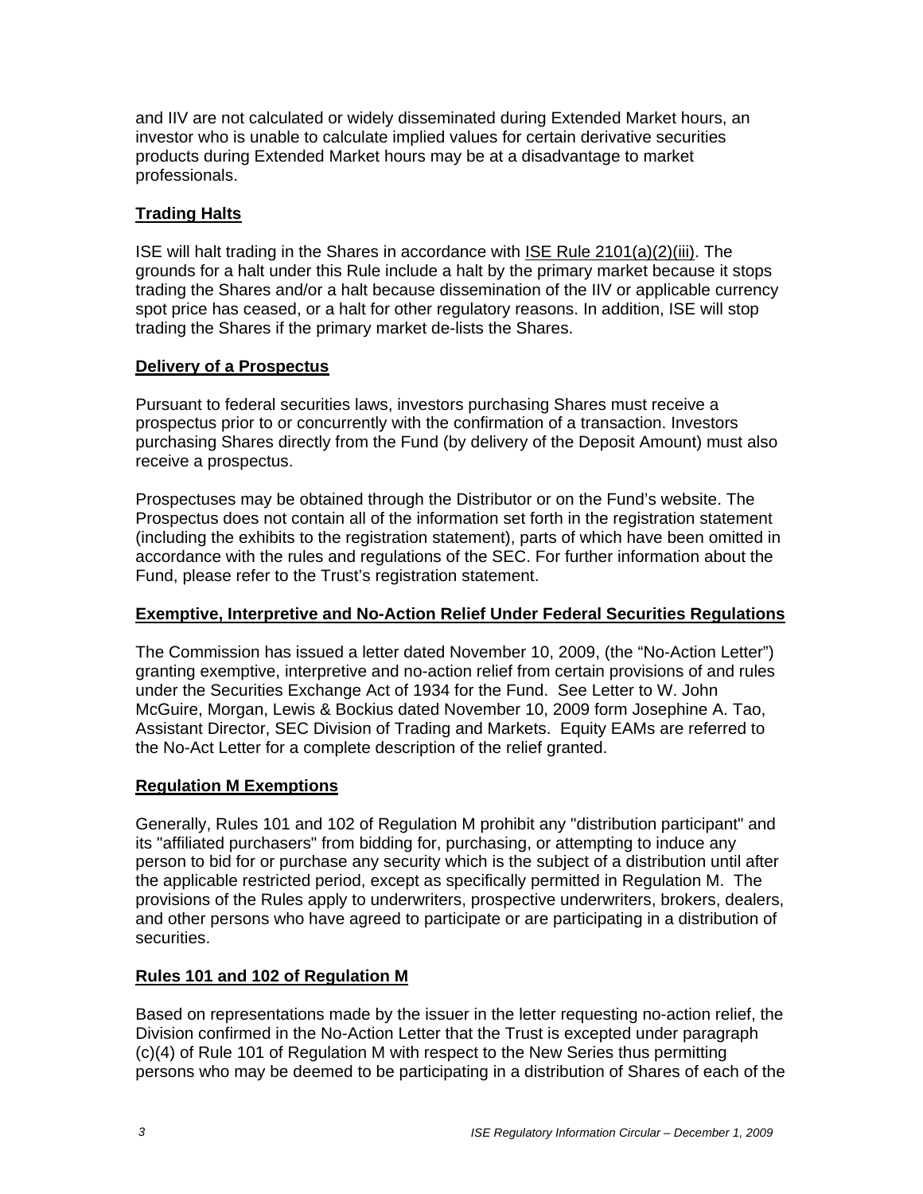and IIV are not calculated or widely disseminated during Extended Market hours, an investor who is unable to calculate implied values for certain derivative securities products during Extended Market hours may be at a disadvantage to market professionals.

## Trading Halts

ISE will halt trading in the Shares in accordance with ISE Rule 2101(a)(2)(iii). The grounds for a halt under this Rule include a halt by the primary market because it stops trading the Shares and/or a halt because dissemination of the IIV or applicable currency spot price has ceased, or a halt for other regulatory reasons. In addition, ISE will stop trading the Shares if the primary market de-lists the Shares.

## Delivery of a Prospectus

Pursuant to federal securities laws, investors purchasing Shares must receive a prospectus prior to or concurrently with the confirmation of a transaction. Investors purchasing Shares directly from the Fund (by delivery of the Deposit Amount) must also receive a prospectus.

Prospectuses may be obtained through the Distributor or on the Fund's website. The Prospectus does not contain all of the information set forth in the registration statement (including the exhibits to the registration statement), parts of which have been omitted in accordance with the rules and regulations of the SEC. For further information about the Fund, please refer to the Trust's registration statement.

## Exemptive, Interpretive and No-Action Relief Under Federal Securities Regulations

The Commission has issued a letter dated November 10, 2009, (the "No-Action Letter") granting exemptive, interpretive and no-action relief from certain provisions of and rules under the Securities Exchange Act of 1934 for the Fund. See Letter to W. John McGuire, Morgan, Lewis & Bockius dated November 10, 2009 form Josephine A. Tao, Assistant Director, SEC Division of Trading and Markets. Equity EAMs are referred to the No-Act Letter for a complete description of the relief granted.

## Regulation M Exemptions

Generally, Rules 101 and 102 of Regulation M prohibit any "distribution participant" and its "affiliated purchasers" from bidding for, purchasing, or attempting to induce any person to bid for or purchase any security which is the subject of a distribution until after the applicable restricted period, except as specifically permitted in Regulation M. The provisions of the Rules apply to underwriters, prospective underwriters, brokers, dealers, and other persons who have agreed to participate or are participating in a distribution of securities.

## Rules 101 and 102 of Regulation M

Based on representations made by the issuer in the letter requesting no-action relief, the Division confirmed in the No-Action Letter that the Trust is excepted under paragraph (c)(4) of Rule 101 of Regulation M with respect to the New Series thus permitting persons who may be deemed to be participating in a distribution of Shares of each of the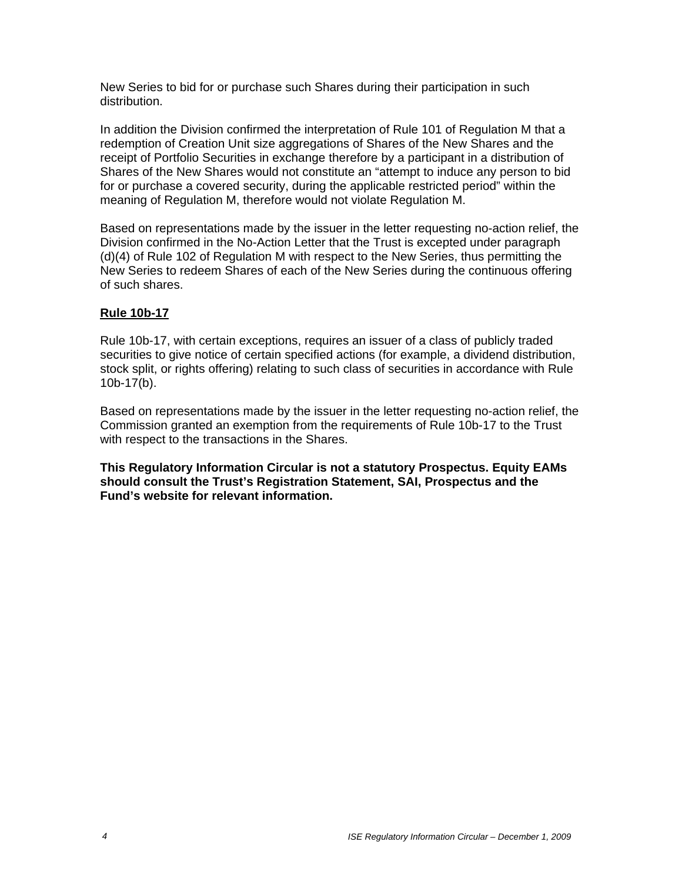New Series to bid for or purchase such Shares during their participation in such distribution.

In addition the Division confirmed the interpretation of Rule 101 of Regulation M that a redemption of Creation Unit size aggregations of Shares of the New Shares and the receipt of Portfolio Securities in exchange therefore by a participant in a distribution of Shares of the New Shares would not constitute an "attempt to induce any person to bid for or purchase a covered security, during the applicable restricted period" within the meaning of Regulation M, therefore would not violate Regulation M.

Based on representations made by the issuer in the letter requesting no-action relief, the Division confirmed in the No-Action Letter that the Trust is excepted under paragraph (d)(4) of Rule 102 of Regulation M with respect to the New Series, thus permitting the New Series to redeem Shares of each of the New Series during the continuous offering of such shares.

**Rule 10b-17**

Rule 10b-17, with certain exceptions, requires an issuer of a class of publicly traded securities to give notice of certain specified actions (for example, a dividend distribution, stock split, or rights offering) relating to such class of securities in accordance with Rule 10b-17(b).

Based on representations made by the issuer in the letter requesting no-action relief, the Commission granted an exemption from the requirements of Rule 10b-17 to the Trust with respect to the transactions in the Shares.

**This Regulatory Information Circular is not a statutory Prospectus. Equity EAMs should consult the Trust's Registration Statement, SAI, Prospectus and the Fund's website for relevant information.**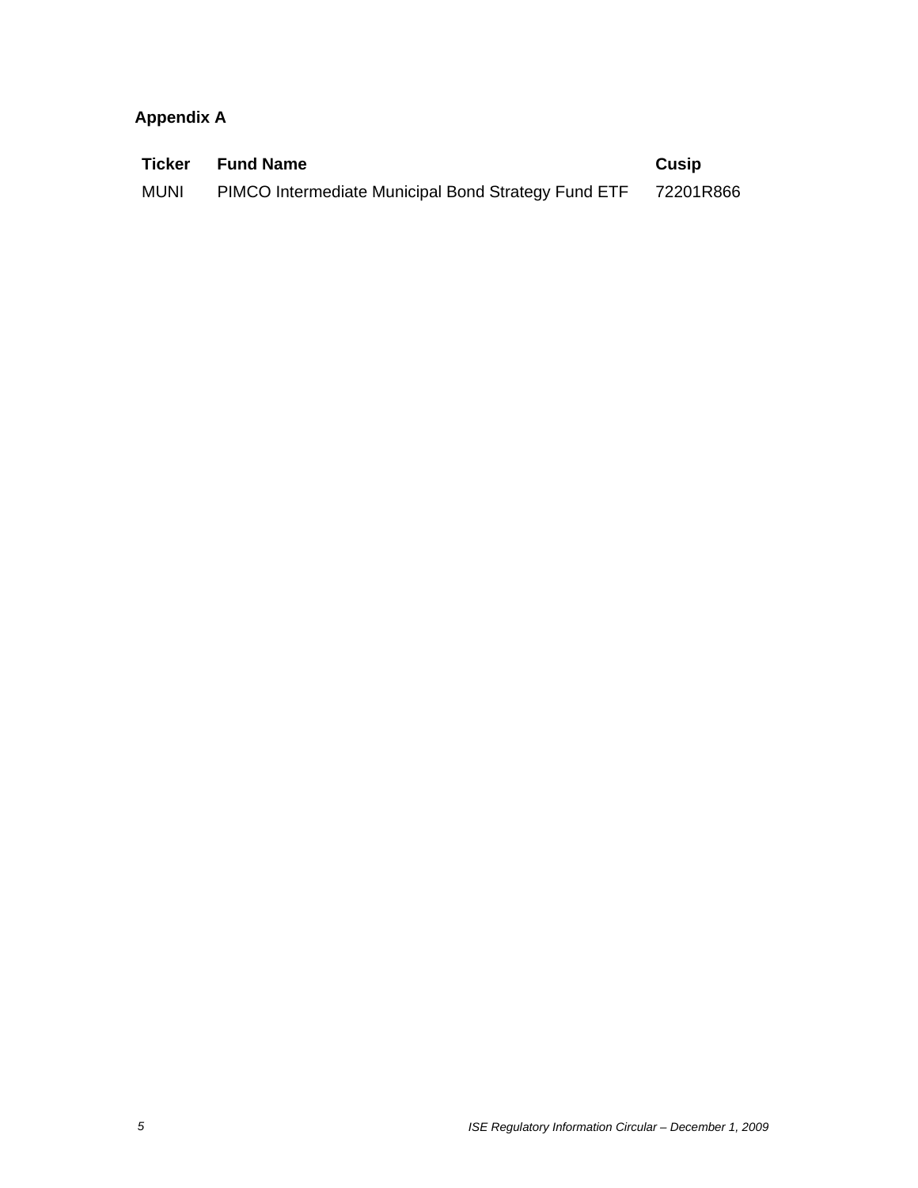**Appendix A**

| Ticker | Fund Name | Cusip |
| --- | --- | --- |
| MUNI | PIMCO Intermediate Municipal Bond Strategy Fund ETF | 72201R866 |